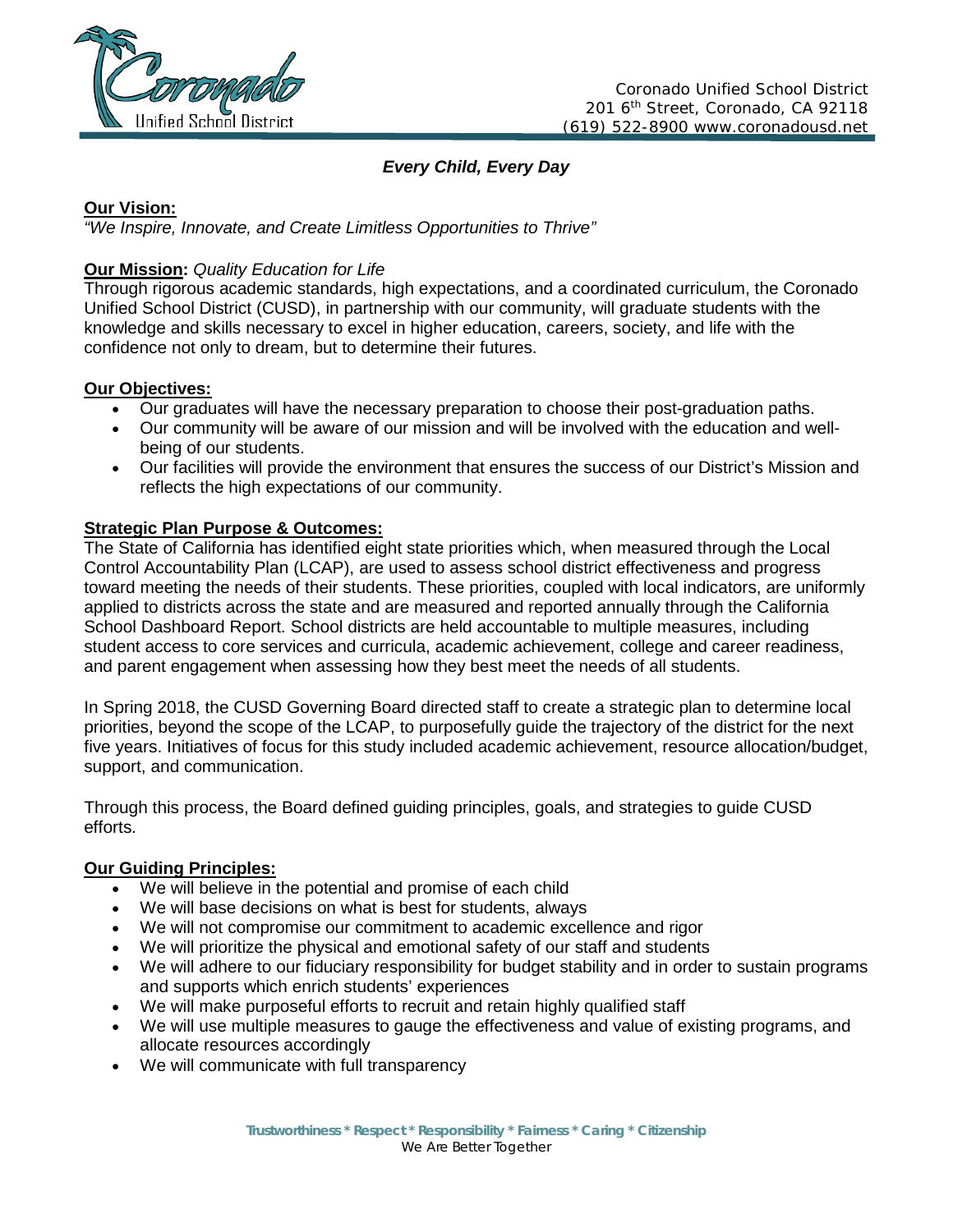Coronado Unified School District
201 6th Street, Coronado, CA 92118
(619) 522-8900 www.coronadousd.net

***Every Child, Every Day***

**Our Vision:**
*"We Inspire, Innovate, and Create Limitless Opportunities to Thrive"*

**Our Mission:** *Quality Education for Life*
Through rigorous academic standards, high expectations, and a coordinated curriculum, the Coronado Unified School District (CUSD), in partnership with our community, will graduate students with the knowledge and skills necessary to excel in higher education, careers, society, and life with the confidence not only to dream, but to determine their futures.

**Our Objectives:**

- Our graduates will have the necessary preparation to choose their post-graduation paths.
- Our community will be aware of our mission and will be involved with the education and well-being of our students.
- Our facilities will provide the environment that ensures the success of our District's Mission and reflects the high expectations of our community.

**Strategic Plan Purpose & Outcomes:**
The State of California has identified eight state priorities which, when measured through the Local Control Accountability Plan (LCAP), are used to assess school district effectiveness and progress toward meeting the needs of their students. These priorities, coupled with local indicators, are uniformly applied to districts across the state and are measured and reported annually through the California School Dashboard Report. School districts are held accountable to multiple measures, including student access to core services and curricula, academic achievement, college and career readiness, and parent engagement when assessing how they best meet the needs of all students.

In Spring 2018, the CUSD Governing Board directed staff to create a strategic plan to determine local priorities, beyond the scope of the LCAP, to purposefully guide the trajectory of the district for the next five years. Initiatives of focus for this study included academic achievement, resource allocation/budget, support, and communication.

Through this process, the Board defined guiding principles, goals, and strategies to guide CUSD efforts.

**Our Guiding Principles:**

- We will believe in the potential and promise of each child
- We will base decisions on what is best for students, always
- We will not compromise our commitment to academic excellence and rigor
- We will prioritize the physical and emotional safety of our staff and students
- We will adhere to our fiduciary responsibility for budget stability and in order to sustain programs and supports which enrich students' experiences
- We will make purposeful efforts to recruit and retain highly qualified staff
- We will use multiple measures to gauge the effectiveness and value of existing programs, and allocate resources accordingly
- We will communicate with full transparency

**Trustworthiness * Respect * Responsibility * Fairness * Caring * Citizenship**
We Are Better Together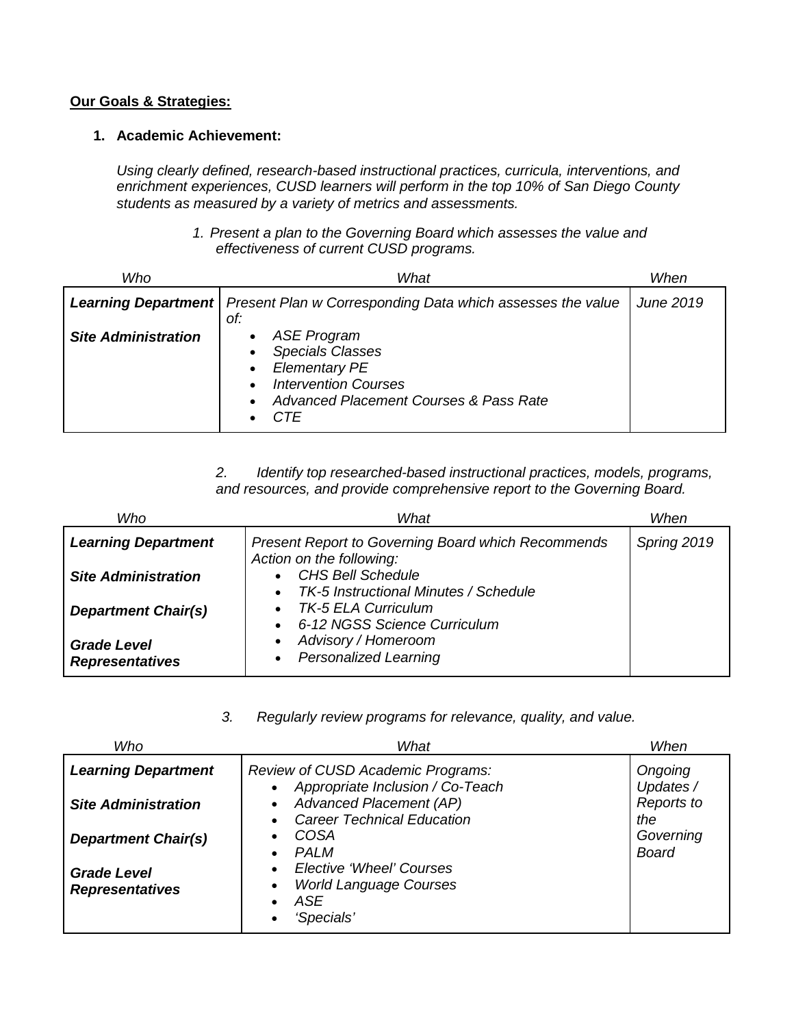**Our Goals & Strategies:**

1. **Academic Achievement:**

*Using clearly defined, research-based instructional practices, curricula, interventions, and enrichment experiences, CUSD learners will perform in the top 10% of San Diego County students as measured by a variety of metrics and assessments.*

*1. Present a plan to the Governing Board which assesses the value and effectiveness of current CUSD programs.*

| *Who* | *What* | *When* |
|---|---|---|
| ***Learning Department***<br><br>***Site Administration*** | *Present Plan w Corresponding Data which assesses the value of:*<br>• *ASE Program*<br>• *Specials Classes*<br>• *Elementary PE*<br>• *Intervention Courses*<br>• *Advanced Placement Courses & Pass Rate*<br>• *CTE* | *June 2019* |

*2. Identify top researched-based instructional practices, models, programs, and resources, and provide comprehensive report to the Governing Board.*

| *Who* | *What* | *When* |
|---|---|---|
| ***Learning Department***<br><br>***Site Administration***<br><br>***Department Chair(s)***<br><br>***Grade Level Representatives*** | *Present Report to Governing Board which Recommends Action on the following:*<br>• *CHS Bell Schedule*<br>• *TK-5 Instructional Minutes / Schedule*<br>• *TK-5 ELA Curriculum*<br>• *6-12 NGSS Science Curriculum*<br>• *Advisory / Homeroom*<br>• *Personalized Learning* | *Spring 2019* |

*3. Regularly review programs for relevance, quality, and value.*

| *Who* | *What* | *When* |
|---|---|---|
| ***Learning Department***<br><br>***Site Administration***<br><br>***Department Chair(s)***<br><br>***Grade Level Representatives*** | *Review of CUSD Academic Programs:*<br>• *Appropriate Inclusion / Co-Teach*<br>• *Advanced Placement (AP)*<br>• *Career Technical Education*<br>• *COSA*<br>• *PALM*<br>• *Elective 'Wheel' Courses*<br>• *World Language Courses*<br>• *ASE*<br>• *'Specials'* | *Ongoing Updates / Reports to the Governing Board* |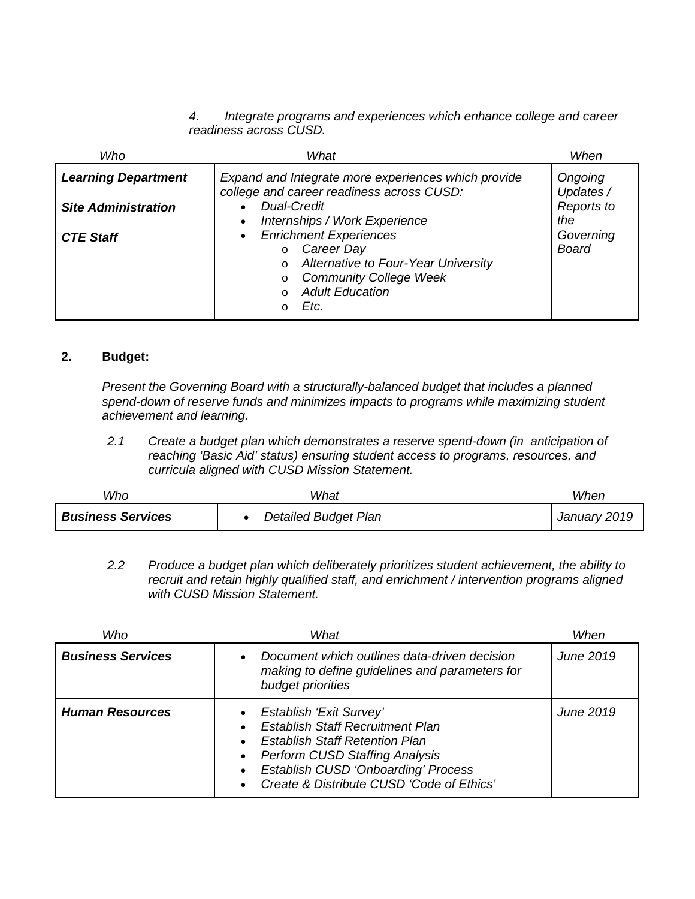*4. Integrate programs and experiences which enhance college and career readiness across CUSD.*

| *Who* | *What* | *When* |
|---|---|---|
| ***Learning Department***<br><br>***Site Administration***<br><br>***CTE Staff*** | *Expand and Integrate more experiences which provide college and career readiness across CUSD:*<br>• *Dual-Credit*<br>• *Internships / Work Experience*<br>• *Enrichment Experiences*<br>o *Career Day*<br>o *Alternative to Four-Year University*<br>o *Community College Week*<br>o *Adult Education*<br>o *Etc.* | *Ongoing Updates / Reports to the Governing Board* |

**2. Budget:**

*Present the Governing Board with a structurally-balanced budget that includes a planned spend-down of reserve funds and minimizes impacts to programs while maximizing student achievement and learning.*

*2.1 Create a budget plan which demonstrates a reserve spend-down (in anticipation of reaching 'Basic Aid' status) ensuring student access to programs, resources, and curricula aligned with CUSD Mission Statement.*

| *Who* | *What* | *When* |
|---|---|---|
| ***Business Services*** | • *Detailed Budget Plan* | *January 2019* |

*2.2 Produce a budget plan which deliberately prioritizes student achievement, the ability to recruit and retain highly qualified staff, and enrichment / intervention programs aligned with CUSD Mission Statement.*

| *Who* | *What* | *When* |
|---|---|---|
| ***Business Services*** | • *Document which outlines data-driven decision making to define guidelines and parameters for budget priorities* | *June 2019* |
| ***Human Resources*** | • *Establish 'Exit Survey'*<br>• *Establish Staff Recruitment Plan*<br>• *Establish Staff Retention Plan*<br>• *Perform CUSD Staffing Analysis*<br>• *Establish CUSD 'Onboarding' Process*<br>• *Create & Distribute CUSD 'Code of Ethics'* | *June 2019* |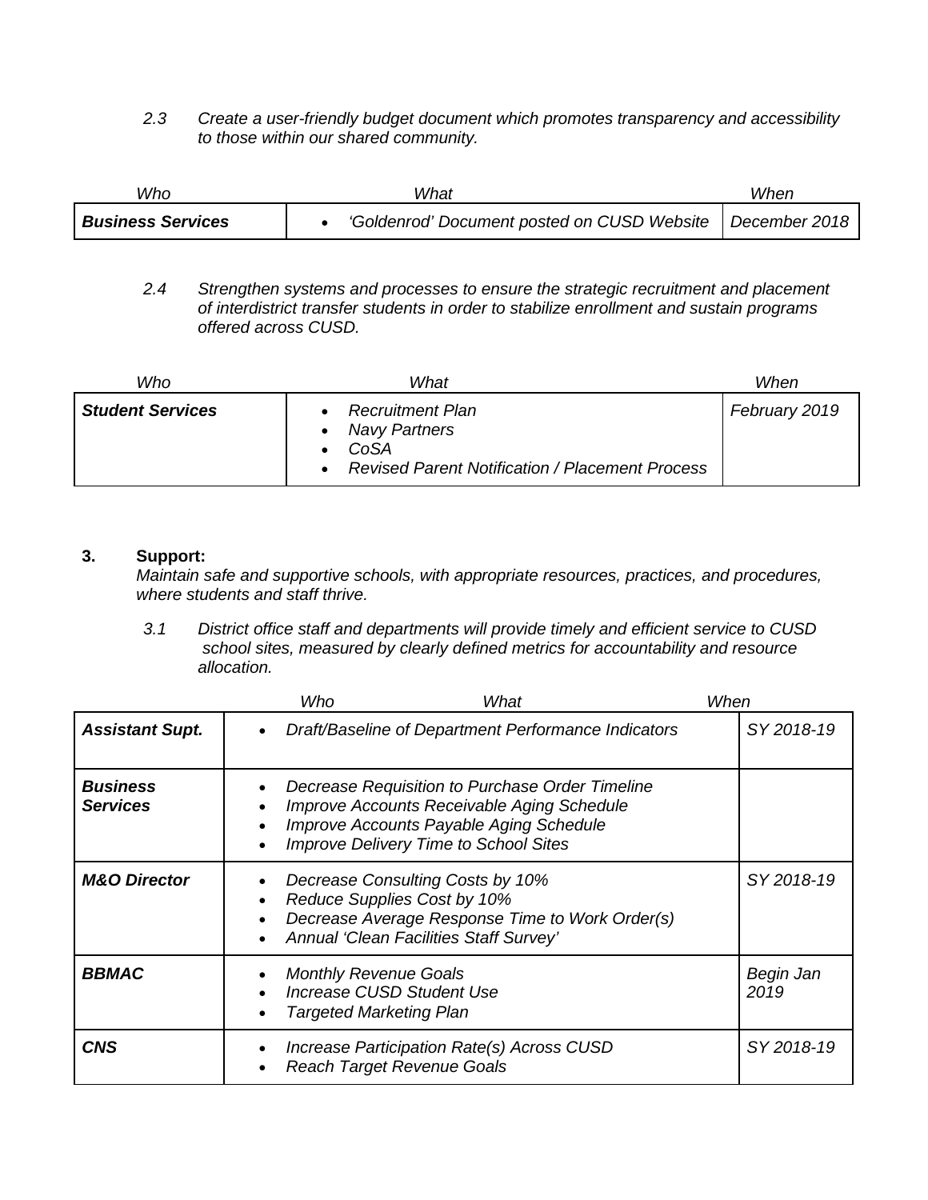*2.3 Create a user-friendly budget document which promotes transparency and accessibility to those within our shared community.*

| *Who* | *What* | *When* |
|---|---|---|
| ***Business Services*** | • *'Goldenrod' Document posted on CUSD Website* | *December 2018* |

*2.4 Strengthen systems and processes to ensure the strategic recruitment and placement of interdistrict transfer students in order to stabilize enrollment and sustain programs offered across CUSD.*

| *Who* | *What* | *When* |
|---|---|---|
| ***Student Services*** | • *Recruitment Plan*<br>• *Navy Partners*<br>• *CoSA*<br>• *Revised Parent Notification / Placement Process* | *February 2019* |

**3. Support:**

*Maintain safe and supportive schools, with appropriate resources, practices, and procedures, where students and staff thrive.*

*3.1 District office staff and departments will provide timely and efficient service to CUSD school sites, measured by clearly defined metrics for accountability and resource allocation.*

| *Who* | *What* | *When* |
|---|---|---|
| ***Assistant Supt.*** | • *Draft/Baseline of Department Performance Indicators* | *SY 2018-19* |
| ***Business Services*** | • *Decrease Requisition to Purchase Order Timeline*<br>• *Improve Accounts Receivable Aging Schedule*<br>• *Improve Accounts Payable Aging Schedule*<br>• *Improve Delivery Time to School Sites* | |
| ***M&O Director*** | • *Decrease Consulting Costs by 10%*<br>• *Reduce Supplies Cost by 10%*<br>• *Decrease Average Response Time to Work Order(s)*<br>• *Annual 'Clean Facilities Staff Survey'* | *SY 2018-19* |
| ***BBMAC*** | • *Monthly Revenue Goals*<br>• *Increase CUSD Student Use*<br>• *Targeted Marketing Plan* | *Begin Jan 2019* |
| ***CNS*** | • *Increase Participation Rate(s) Across CUSD*<br>• *Reach Target Revenue Goals* | *SY 2018-19* |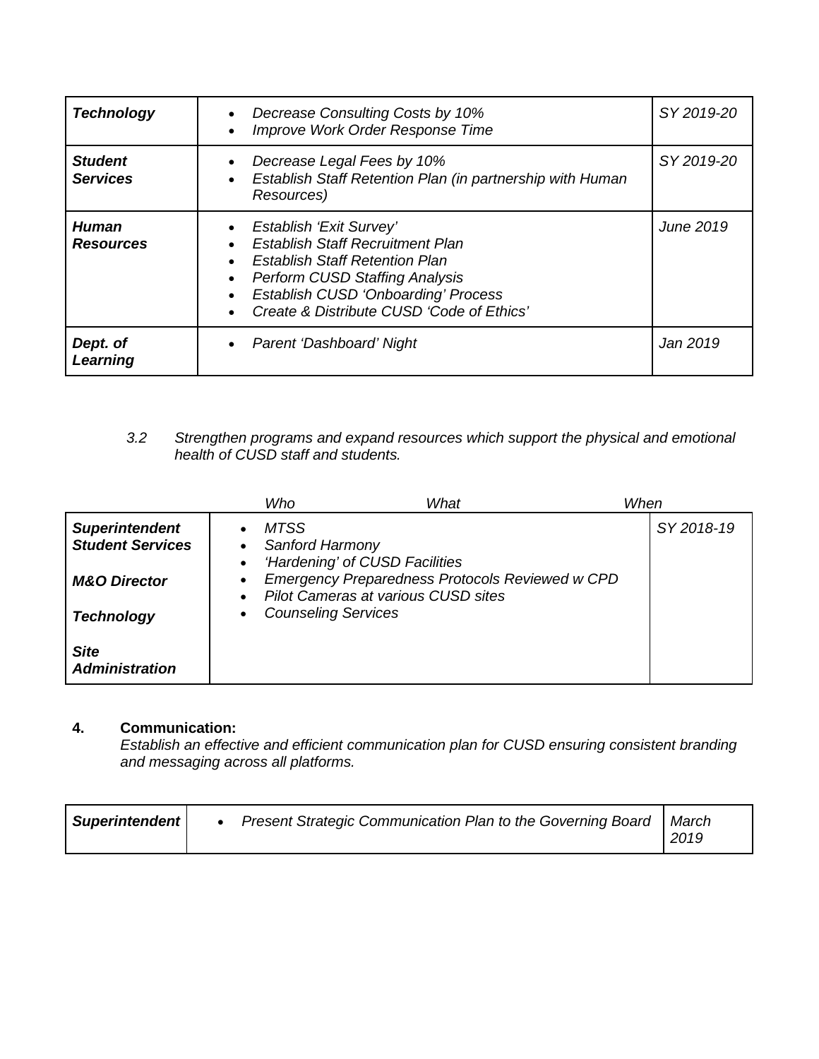| | | |
|---|---|---|
| ***Technology*** | • *Decrease Consulting Costs by 10%*<br>• *Improve Work Order Response Time* | *SY 2019-20* |
| ***Student Services*** | • *Decrease Legal Fees by 10%*<br>• *Establish Staff Retention Plan (in partnership with Human Resources)* | *SY 2019-20* |
| ***Human Resources*** | • *Establish 'Exit Survey'*<br>• *Establish Staff Recruitment Plan*<br>• *Establish Staff Retention Plan*<br>• *Perform CUSD Staffing Analysis*<br>• *Establish CUSD 'Onboarding' Process*<br>• *Create & Distribute CUSD 'Code of Ethics'* | *June 2019* |
| ***Dept. of Learning*** | • *Parent 'Dashboard' Night* | *Jan 2019* |

*3.2 Strengthen programs and expand resources which support the physical and emotional health of CUSD staff and students.*

| *Who* | *What* | *When* |
|---|---|---|
| ***Superintendent***<br>***Student Services***<br><br>***M&O Director***<br><br>***Technology***<br><br>***Site Administration*** | • *MTSS*<br>• *Sanford Harmony*<br>• *'Hardening' of CUSD Facilities*<br>• *Emergency Preparedness Protocols Reviewed w CPD*<br>• *Pilot Cameras at various CUSD sites*<br>• *Counseling Services* | *SY 2018-19* |

**4. Communication:**

*Establish an effective and efficient communication plan for CUSD ensuring consistent branding and messaging across all platforms.*

| | | |
|---|---|---|
| ***Superintendent*** | • *Present Strategic Communication Plan to the Governing Board* | *March 2019* |